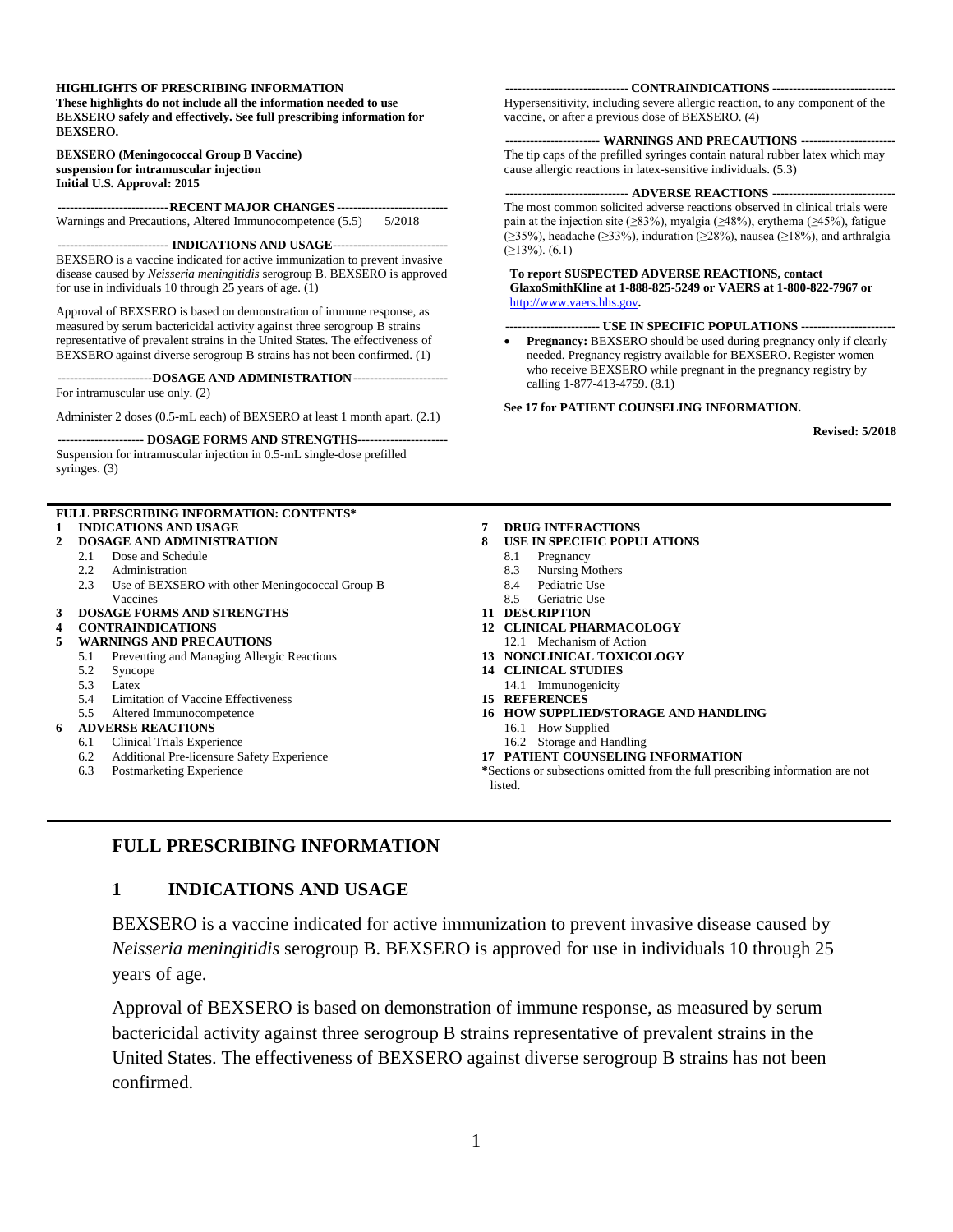**HIGHLIGHTS OF PRESCRIBING INFORMATION**
**These highlights do not include all the information needed to use BEXSERO safely and effectively. See full prescribing information for BEXSERO.**

**BEXSERO (Meningococcal Group B Vaccine)**
**suspension for intramuscular injection**
**Initial U.S. Approval: 2015**

**RECENT MAJOR CHANGES**

Warnings and Precautions, Altered Immunocompetence (5.5) 5/2018

**INDICATIONS AND USAGE**

BEXSERO is a vaccine indicated for active immunization to prevent invasive disease caused by *Neisseria meningitidis* serogroup B. BEXSERO is approved for use in individuals 10 through 25 years of age. (1)

Approval of BEXSERO is based on demonstration of immune response, as measured by serum bactericidal activity against three serogroup B strains representative of prevalent strains in the United States. The effectiveness of BEXSERO against diverse serogroup B strains has not been confirmed. (1)

**DOSAGE AND ADMINISTRATION**

For intramuscular use only. (2)

Administer 2 doses (0.5-mL each) of BEXSERO at least 1 month apart. (2.1)

**DOSAGE FORMS AND STRENGTHS**

Suspension for intramuscular injection in 0.5-mL single-dose prefilled syringes. (3)

**CONTRAINDICATIONS**

Hypersensitivity, including severe allergic reaction, to any component of the vaccine, or after a previous dose of BEXSERO. (4)

**WARNINGS AND PRECAUTIONS**

The tip caps of the prefilled syringes contain natural rubber latex which may cause allergic reactions in latex-sensitive individuals. (5.3)

**ADVERSE REACTIONS**

The most common solicited adverse reactions observed in clinical trials were pain at the injection site (≥83%), myalgia (≥48%), erythema (≥45%), fatigue (≥35%), headache (≥33%), induration (≥28%), nausea (≥18%), and arthralgia (≥13%). (6.1)

**To report SUSPECTED ADVERSE REACTIONS, contact GlaxoSmithKline at 1-888-825-5249 or VAERS at 1-800-822-7967 or http://www.vaers.hhs.gov.**

**USE IN SPECIFIC POPULATIONS**

- **Pregnancy:** BEXSERO should be used during pregnancy only if clearly needed. Pregnancy registry available for BEXSERO. Register women who receive BEXSERO while pregnant in the pregnancy registry by calling 1-877-413-4759. (8.1)

**See 17 for PATIENT COUNSELING INFORMATION.**

**Revised: 5/2018**

---

**FULL PRESCRIBING INFORMATION: CONTENTS***

**1 INDICATIONS AND USAGE**
**2 DOSAGE AND ADMINISTRATION**
 2.1 Dose and Schedule
 2.2 Administration
 2.3 Use of BEXSERO with other Meningococcal Group B Vaccines
**3 DOSAGE FORMS AND STRENGTHS**
**4 CONTRAINDICATIONS**
**5 WARNINGS AND PRECAUTIONS**
 5.1 Preventing and Managing Allergic Reactions
 5.2 Syncope
 5.3 Latex
 5.4 Limitation of Vaccine Effectiveness
 5.5 Altered Immunocompetence
**6 ADVERSE REACTIONS**
 6.1 Clinical Trials Experience
 6.2 Additional Pre-licensure Safety Experience
 6.3 Postmarketing Experience
**7 DRUG INTERACTIONS**
**8 USE IN SPECIFIC POPULATIONS**
 8.1 Pregnancy
 8.3 Nursing Mothers
 8.4 Pediatric Use
 8.5 Geriatric Use
**11 DESCRIPTION**
**12 CLINICAL PHARMACOLOGY**
 12.1 Mechanism of Action
**13 NONCLINICAL TOXICOLOGY**
**14 CLINICAL STUDIES**
 14.1 Immunogenicity
**15 REFERENCES**
**16 HOW SUPPLIED/STORAGE AND HANDLING**
 16.1 How Supplied
 16.2 Storage and Handling
**17 PATIENT COUNSELING INFORMATION**

*Sections or subsections omitted from the full prescribing information are not listed.

---

# FULL PRESCRIBING INFORMATION

## 1 INDICATIONS AND USAGE

BEXSERO is a vaccine indicated for active immunization to prevent invasive disease caused by *Neisseria meningitidis* serogroup B. BEXSERO is approved for use in individuals 10 through 25 years of age.

Approval of BEXSERO is based on demonstration of immune response, as measured by serum bactericidal activity against three serogroup B strains representative of prevalent strains in the United States. The effectiveness of BEXSERO against diverse serogroup B strains has not been confirmed.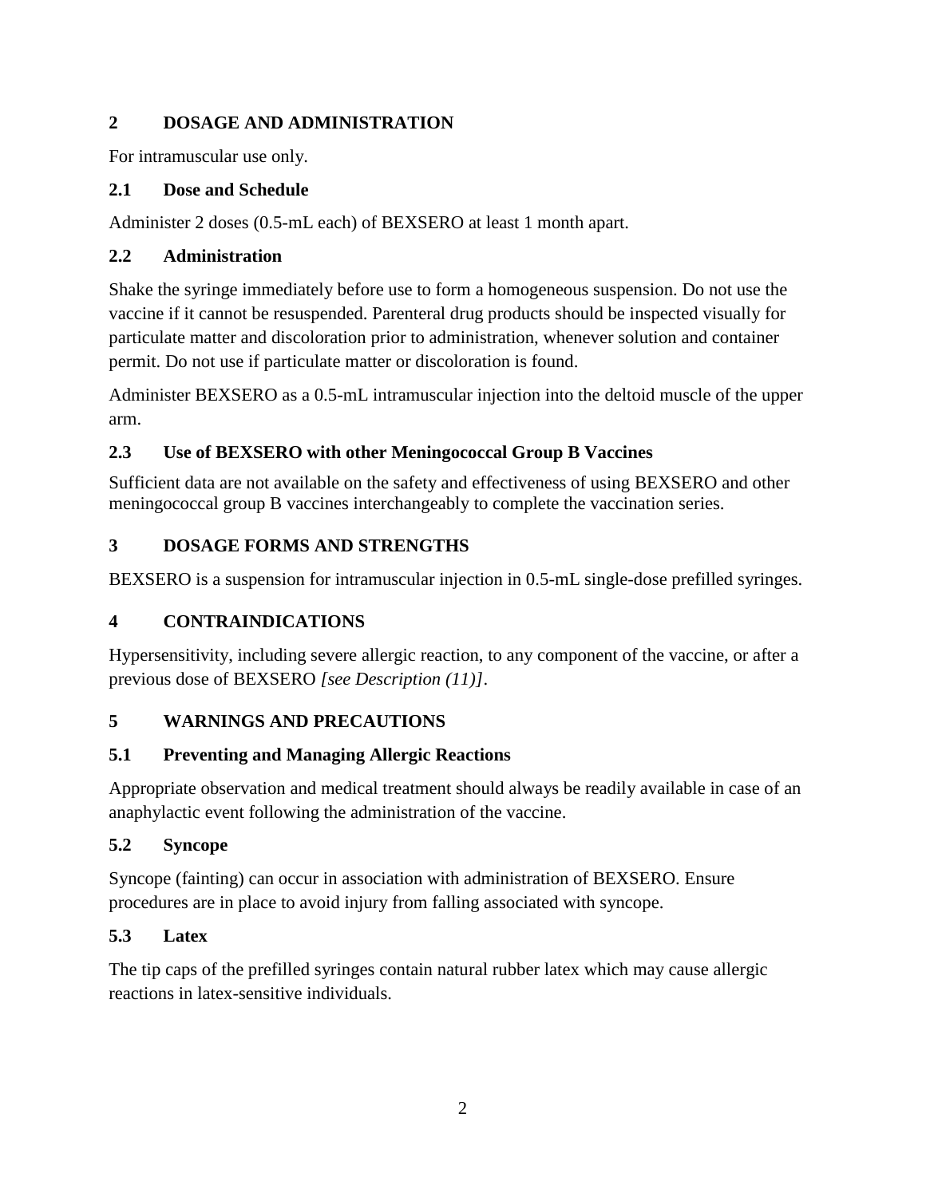## 2 DOSAGE AND ADMINISTRATION

For intramuscular use only.

### 2.1 Dose and Schedule

Administer 2 doses (0.5-mL each) of BEXSERO at least 1 month apart.

### 2.2 Administration

Shake the syringe immediately before use to form a homogeneous suspension. Do not use the vaccine if it cannot be resuspended. Parenteral drug products should be inspected visually for particulate matter and discoloration prior to administration, whenever solution and container permit. Do not use if particulate matter or discoloration is found.

Administer BEXSERO as a 0.5-mL intramuscular injection into the deltoid muscle of the upper arm.

### 2.3 Use of BEXSERO with other Meningococcal Group B Vaccines

Sufficient data are not available on the safety and effectiveness of using BEXSERO and other meningococcal group B vaccines interchangeably to complete the vaccination series.

## 3 DOSAGE FORMS AND STRENGTHS

BEXSERO is a suspension for intramuscular injection in 0.5-mL single-dose prefilled syringes.

## 4 CONTRAINDICATIONS

Hypersensitivity, including severe allergic reaction, to any component of the vaccine, or after a previous dose of BEXSERO *[see Description (11)]*.

## 5 WARNINGS AND PRECAUTIONS

### 5.1 Preventing and Managing Allergic Reactions

Appropriate observation and medical treatment should always be readily available in case of an anaphylactic event following the administration of the vaccine.

### 5.2 Syncope

Syncope (fainting) can occur in association with administration of BEXSERO. Ensure procedures are in place to avoid injury from falling associated with syncope.

### 5.3 Latex

The tip caps of the prefilled syringes contain natural rubber latex which may cause allergic reactions in latex-sensitive individuals.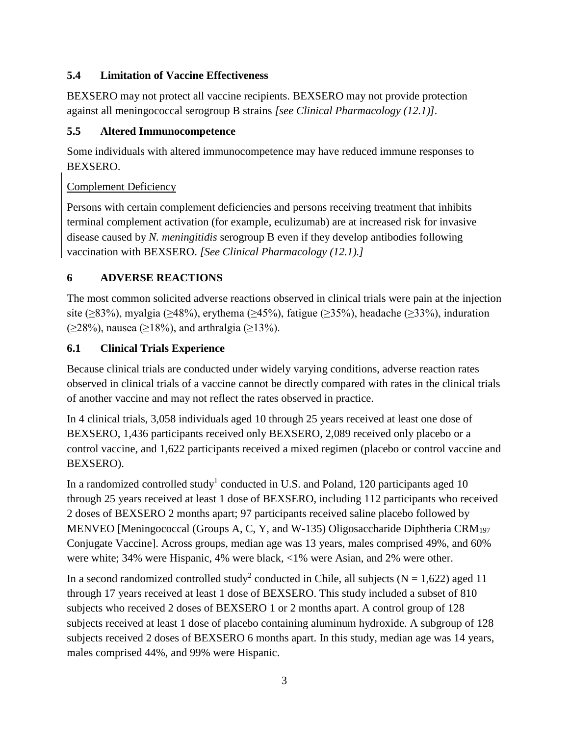## 5.4 Limitation of Vaccine Effectiveness

BEXSERO may not protect all vaccine recipients. BEXSERO may not provide protection against all meningococcal serogroup B strains *[see Clinical Pharmacology (12.1)]*.

## 5.5 Altered Immunocompetence

Some individuals with altered immunocompetence may have reduced immune responses to BEXSERO.

Complement Deficiency

Persons with certain complement deficiencies and persons receiving treatment that inhibits terminal complement activation (for example, eculizumab) are at increased risk for invasive disease caused by *N. meningitidis* serogroup B even if they develop antibodies following vaccination with BEXSERO. *[See Clinical Pharmacology (12.1).]*

# 6 ADVERSE REACTIONS

The most common solicited adverse reactions observed in clinical trials were pain at the injection site (≥83%), myalgia (≥48%), erythema (≥45%), fatigue (≥35%), headache (≥33%), induration (≥28%), nausea (≥18%), and arthralgia (≥13%).

## 6.1 Clinical Trials Experience

Because clinical trials are conducted under widely varying conditions, adverse reaction rates observed in clinical trials of a vaccine cannot be directly compared with rates in the clinical trials of another vaccine and may not reflect the rates observed in practice.

In 4 clinical trials, 3,058 individuals aged 10 through 25 years received at least one dose of BEXSERO, 1,436 participants received only BEXSERO, 2,089 received only placebo or a control vaccine, and 1,622 participants received a mixed regimen (placebo or control vaccine and BEXSERO).

In a randomized controlled study[1] conducted in U.S. and Poland, 120 participants aged 10 through 25 years received at least 1 dose of BEXSERO, including 112 participants who received 2 doses of BEXSERO 2 months apart; 97 participants received saline placebo followed by MENVEO [Meningococcal (Groups A, C, Y, and W-135) Oligosaccharide Diphtheria $CRM_{197}$ Conjugate Vaccine]. Across groups, median age was 13 years, males comprised 49%, and 60% were white; 34% were Hispanic, 4% were black, <1% were Asian, and 2% were other.

In a second randomized controlled study[2] conducted in Chile, all subjects (N = 1,622) aged 11 through 17 years received at least 1 dose of BEXSERO. This study included a subset of 810 subjects who received 2 doses of BEXSERO 1 or 2 months apart. A control group of 128 subjects received at least 1 dose of placebo containing aluminum hydroxide. A subgroup of 128 subjects received 2 doses of BEXSERO 6 months apart. In this study, median age was 14 years, males comprised 44%, and 99% were Hispanic.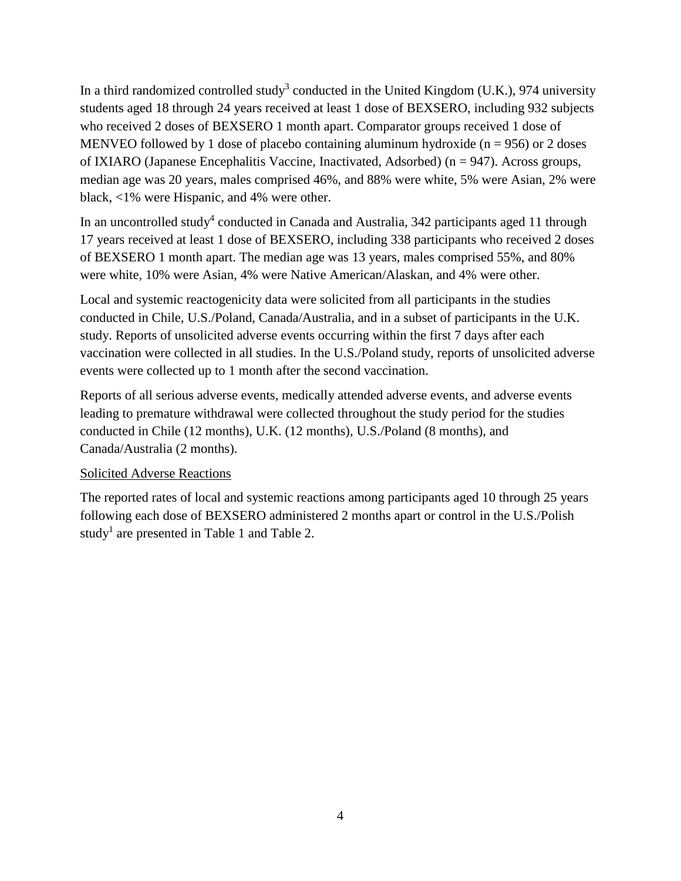In a third randomized controlled study[3] conducted in the United Kingdom (U.K.), 974 university students aged 18 through 24 years received at least 1 dose of BEXSERO, including 932 subjects who received 2 doses of BEXSERO 1 month apart. Comparator groups received 1 dose of MENVEO followed by 1 dose of placebo containing aluminum hydroxide (n = 956) or 2 doses of IXIARO (Japanese Encephalitis Vaccine, Inactivated, Adsorbed) (n = 947). Across groups, median age was 20 years, males comprised 46%, and 88% were white, 5% were Asian, 2% were black, <1% were Hispanic, and 4% were other.

In an uncontrolled study[4] conducted in Canada and Australia, 342 participants aged 11 through 17 years received at least 1 dose of BEXSERO, including 338 participants who received 2 doses of BEXSERO 1 month apart. The median age was 13 years, males comprised 55%, and 80% were white, 10% were Asian, 4% were Native American/Alaskan, and 4% were other.

Local and systemic reactogenicity data were solicited from all participants in the studies conducted in Chile, U.S./Poland, Canada/Australia, and in a subset of participants in the U.K. study. Reports of unsolicited adverse events occurring within the first 7 days after each vaccination were collected in all studies. In the U.S./Poland study, reports of unsolicited adverse events were collected up to 1 month after the second vaccination.

Reports of all serious adverse events, medically attended adverse events, and adverse events leading to premature withdrawal were collected throughout the study period for the studies conducted in Chile (12 months), U.K. (12 months), U.S./Poland (8 months), and Canada/Australia (2 months).

Solicited Adverse Reactions

The reported rates of local and systemic reactions among participants aged 10 through 25 years following each dose of BEXSERO administered 2 months apart or control in the U.S./Polish study[1] are presented in Table 1 and Table 2.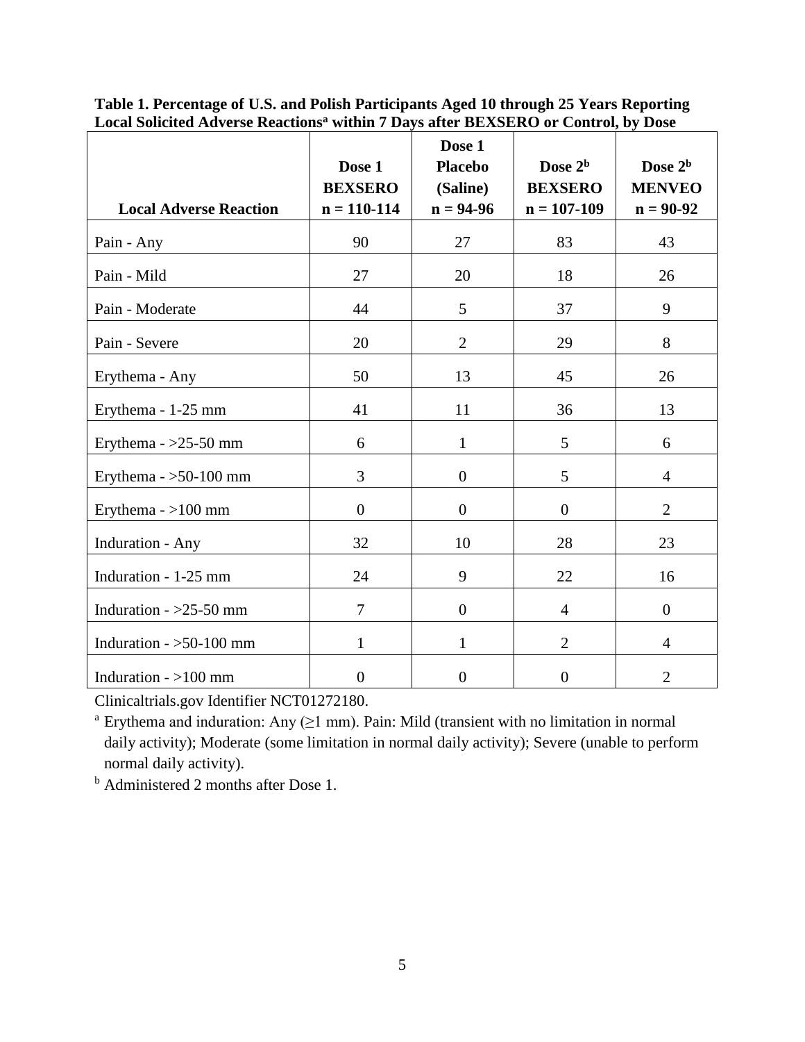**Table 1. Percentage of U.S. and Polish Participants Aged 10 through 25 Years Reporting Local Solicited Adverse Reactions[a] within 7 Days after BEXSERO or Control, by Dose**

| Local Adverse Reaction | Dose 1 BEXSERO n = 110-114 | Dose 1 Placebo (Saline) n = 94-96 | Dose 2[b] BEXSERO n = 107-109 | Dose 2[b] MENVEO n = 90-92 |
|---|---|---|---|---|
| Pain - Any | 90 | 27 | 83 | 43 |
| Pain - Mild | 27 | 20 | 18 | 26 |
| Pain - Moderate | 44 | 5 | 37 | 9 |
| Pain - Severe | 20 | 2 | 29 | 8 |
| Erythema - Any | 50 | 13 | 45 | 26 |
| Erythema - 1-25 mm | 41 | 11 | 36 | 13 |
| Erythema - >25-50 mm | 6 | 1 | 5 | 6 |
| Erythema - >50-100 mm | 3 | 0 | 5 | 4 |
| Erythema - >100 mm | 0 | 0 | 0 | 2 |
| Induration - Any | 32 | 10 | 28 | 23 |
| Induration - 1-25 mm | 24 | 9 | 22 | 16 |
| Induration - >25-50 mm | 7 | 0 | 4 | 0 |
| Induration - >50-100 mm | 1 | 1 | 2 | 4 |
| Induration - >100 mm | 0 | 0 | 0 | 2 |

Clinicaltrials.gov Identifier NCT01272180.

[a] Erythema and induration: Any (≥1 mm). Pain: Mild (transient with no limitation in normal daily activity); Moderate (some limitation in normal daily activity); Severe (unable to perform normal daily activity).

[b] Administered 2 months after Dose 1.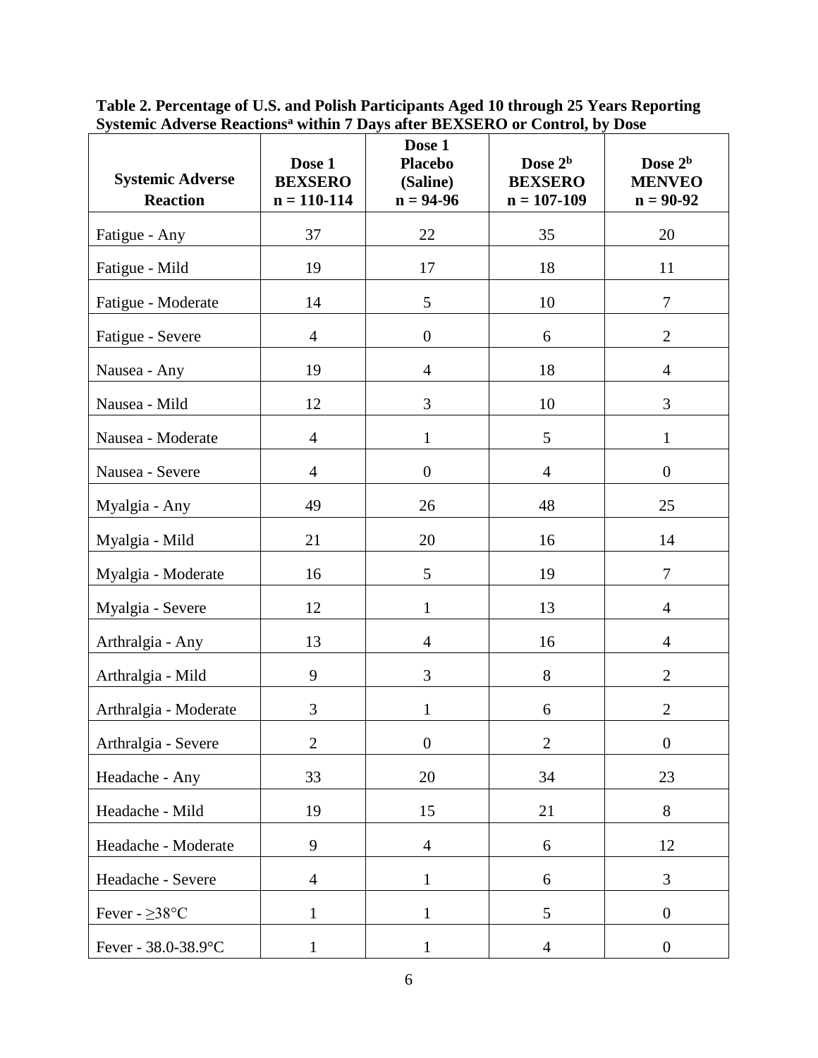**Table 2. Percentage of U.S. and Polish Participants Aged 10 through 25 Years Reporting Systemic Adverse Reactions[a] within 7 Days after BEXSERO or Control, by Dose**

| Systemic Adverse Reaction | Dose 1 BEXSERO n = 110-114 | Dose 1 Placebo (Saline) n = 94-96 | Dose 2[b] BEXSERO n = 107-109 | Dose 2[b] MENVEO n = 90-92 |
|---|---|---|---|---|
| Fatigue - Any | 37 | 22 | 35 | 20 |
| Fatigue - Mild | 19 | 17 | 18 | 11 |
| Fatigue - Moderate | 14 | 5 | 10 | 7 |
| Fatigue - Severe | 4 | 0 | 6 | 2 |
| Nausea - Any | 19 | 4 | 18 | 4 |
| Nausea - Mild | 12 | 3 | 10 | 3 |
| Nausea - Moderate | 4 | 1 | 5 | 1 |
| Nausea - Severe | 4 | 0 | 4 | 0 |
| Myalgia - Any | 49 | 26 | 48 | 25 |
| Myalgia - Mild | 21 | 20 | 16 | 14 |
| Myalgia - Moderate | 16 | 5 | 19 | 7 |
| Myalgia - Severe | 12 | 1 | 13 | 4 |
| Arthralgia - Any | 13 | 4 | 16 | 4 |
| Arthralgia - Mild | 9 | 3 | 8 | 2 |
| Arthralgia - Moderate | 3 | 1 | 6 | 2 |
| Arthralgia - Severe | 2 | 0 | 2 | 0 |
| Headache - Any | 33 | 20 | 34 | 23 |
| Headache - Mild | 19 | 15 | 21 | 8 |
| Headache - Moderate | 9 | 4 | 6 | 12 |
| Headache - Severe | 4 | 1 | 6 | 3 |
| Fever - ≥38°C | 1 | 1 | 5 | 0 |
| Fever - 38.0-38.9°C | 1 | 1 | 4 | 0 |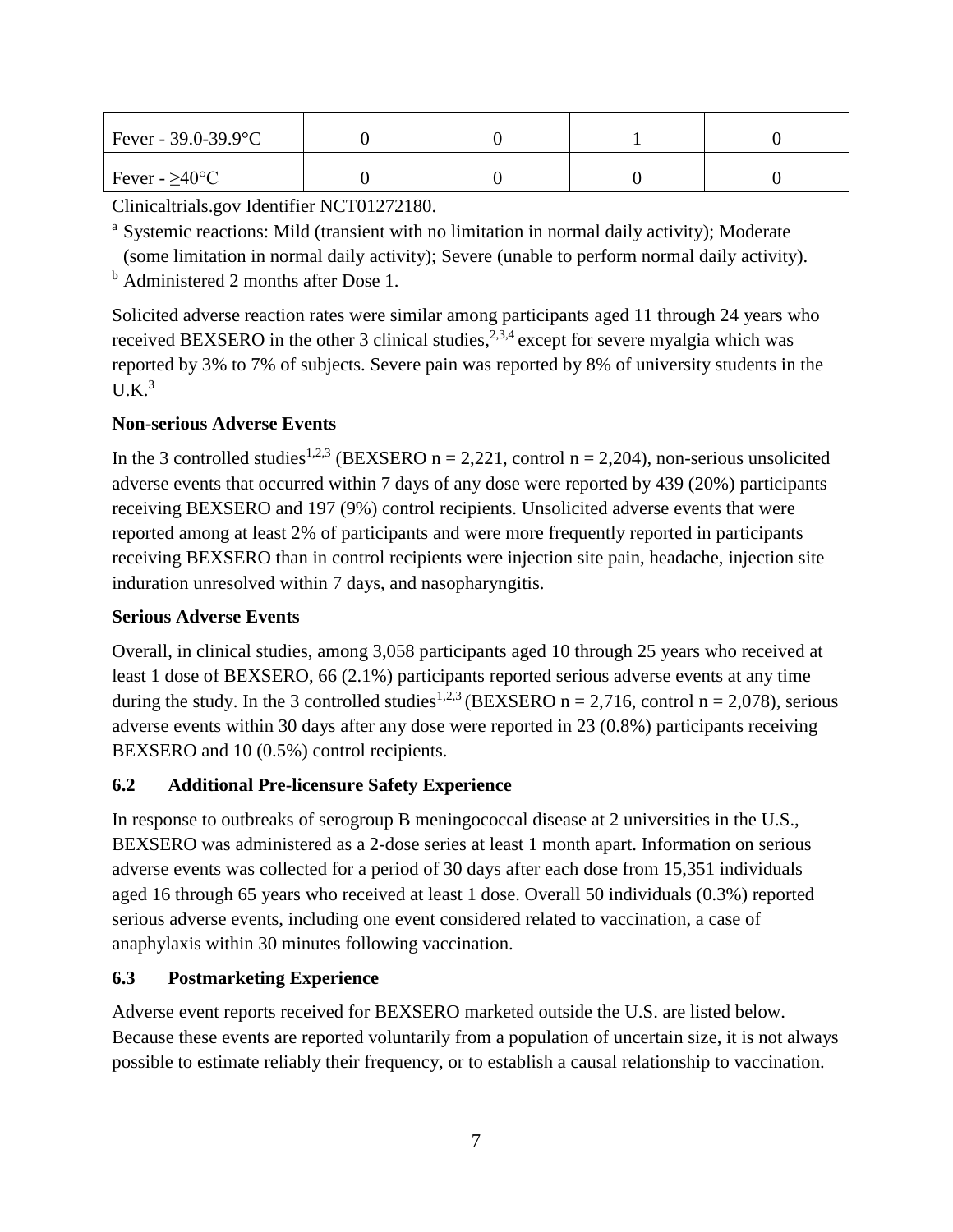| | | | | |
|---|---|---|---|---|
| Fever - 39.0-39.9°C | 0 | 0 | 1 | 0 |
| Fever - ≥40°C | 0 | 0 | 0 | 0 |

Clinicaltrials.gov Identifier NCT01272180.

[a] Systemic reactions: Mild (transient with no limitation in normal daily activity); Moderate (some limitation in normal daily activity); Severe (unable to perform normal daily activity).

[b] Administered 2 months after Dose 1.

Solicited adverse reaction rates were similar among participants aged 11 through 24 years who received BEXSERO in the other 3 clinical studies,[2,3,4] except for severe myalgia which was reported by 3% to 7% of subjects. Severe pain was reported by 8% of university students in the U.K.[3]

**Non-serious Adverse Events**

In the 3 controlled studies[1,2,3] (BEXSERO n = 2,221, control n = 2,204), non-serious unsolicited adverse events that occurred within 7 days of any dose were reported by 439 (20%) participants receiving BEXSERO and 197 (9%) control recipients. Unsolicited adverse events that were reported among at least 2% of participants and were more frequently reported in participants receiving BEXSERO than in control recipients were injection site pain, headache, injection site induration unresolved within 7 days, and nasopharyngitis.

**Serious Adverse Events**

Overall, in clinical studies, among 3,058 participants aged 10 through 25 years who received at least 1 dose of BEXSERO, 66 (2.1%) participants reported serious adverse events at any time during the study. In the 3 controlled studies[1,2,3] (BEXSERO n = 2,716, control n = 2,078), serious adverse events within 30 days after any dose were reported in 23 (0.8%) participants receiving BEXSERO and 10 (0.5%) control recipients.

## 6.2 Additional Pre-licensure Safety Experience

In response to outbreaks of serogroup B meningococcal disease at 2 universities in the U.S., BEXSERO was administered as a 2-dose series at least 1 month apart. Information on serious adverse events was collected for a period of 30 days after each dose from 15,351 individuals aged 16 through 65 years who received at least 1 dose. Overall 50 individuals (0.3%) reported serious adverse events, including one event considered related to vaccination, a case of anaphylaxis within 30 minutes following vaccination.

## 6.3 Postmarketing Experience

Adverse event reports received for BEXSERO marketed outside the U.S. are listed below. Because these events are reported voluntarily from a population of uncertain size, it is not always possible to estimate reliably their frequency, or to establish a causal relationship to vaccination.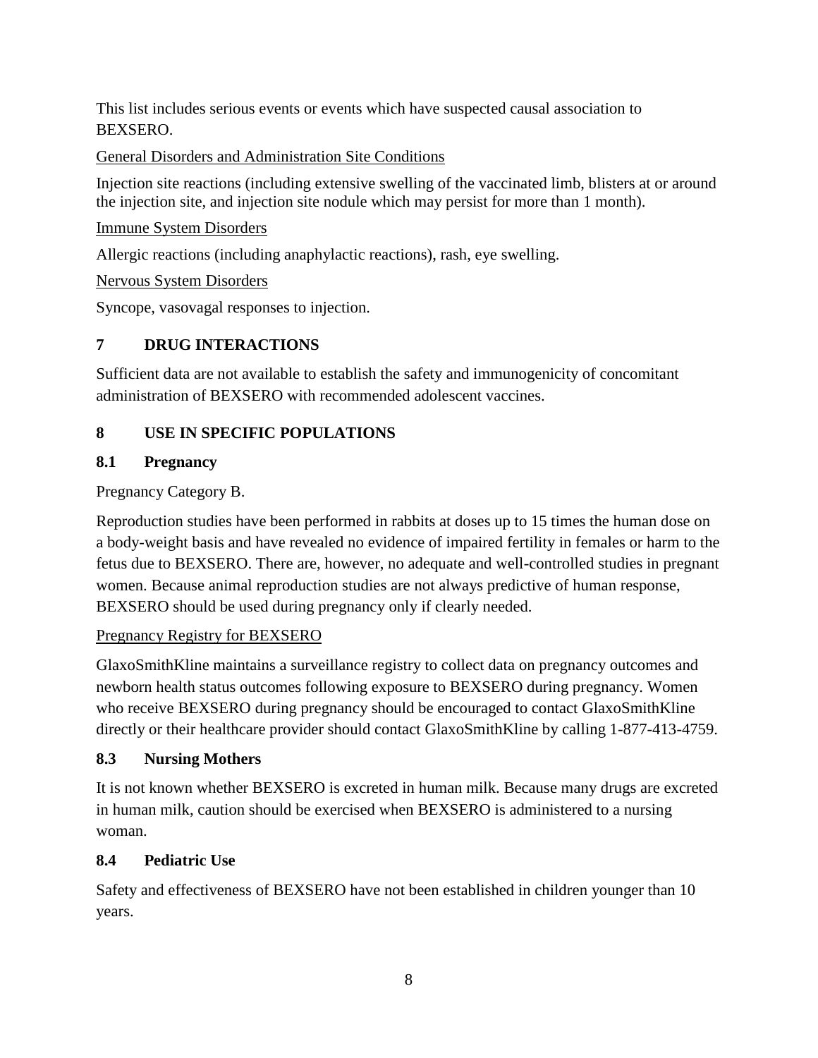This list includes serious events or events which have suspected causal association to BEXSERO.

General Disorders and Administration Site Conditions

Injection site reactions (including extensive swelling of the vaccinated limb, blisters at or around the injection site, and injection site nodule which may persist for more than 1 month).

Immune System Disorders

Allergic reactions (including anaphylactic reactions), rash, eye swelling.

Nervous System Disorders

Syncope, vasovagal responses to injection.

## 7 DRUG INTERACTIONS

Sufficient data are not available to establish the safety and immunogenicity of concomitant administration of BEXSERO with recommended adolescent vaccines.

## 8 USE IN SPECIFIC POPULATIONS

### 8.1 Pregnancy

Pregnancy Category B.

Reproduction studies have been performed in rabbits at doses up to 15 times the human dose on a body-weight basis and have revealed no evidence of impaired fertility in females or harm to the fetus due to BEXSERO. There are, however, no adequate and well-controlled studies in pregnant women. Because animal reproduction studies are not always predictive of human response, BEXSERO should be used during pregnancy only if clearly needed.

Pregnancy Registry for BEXSERO

GlaxoSmithKline maintains a surveillance registry to collect data on pregnancy outcomes and newborn health status outcomes following exposure to BEXSERO during pregnancy. Women who receive BEXSERO during pregnancy should be encouraged to contact GlaxoSmithKline directly or their healthcare provider should contact GlaxoSmithKline by calling 1-877-413-4759.

### 8.3 Nursing Mothers

It is not known whether BEXSERO is excreted in human milk. Because many drugs are excreted in human milk, caution should be exercised when BEXSERO is administered to a nursing woman.

### 8.4 Pediatric Use

Safety and effectiveness of BEXSERO have not been established in children younger than 10 years.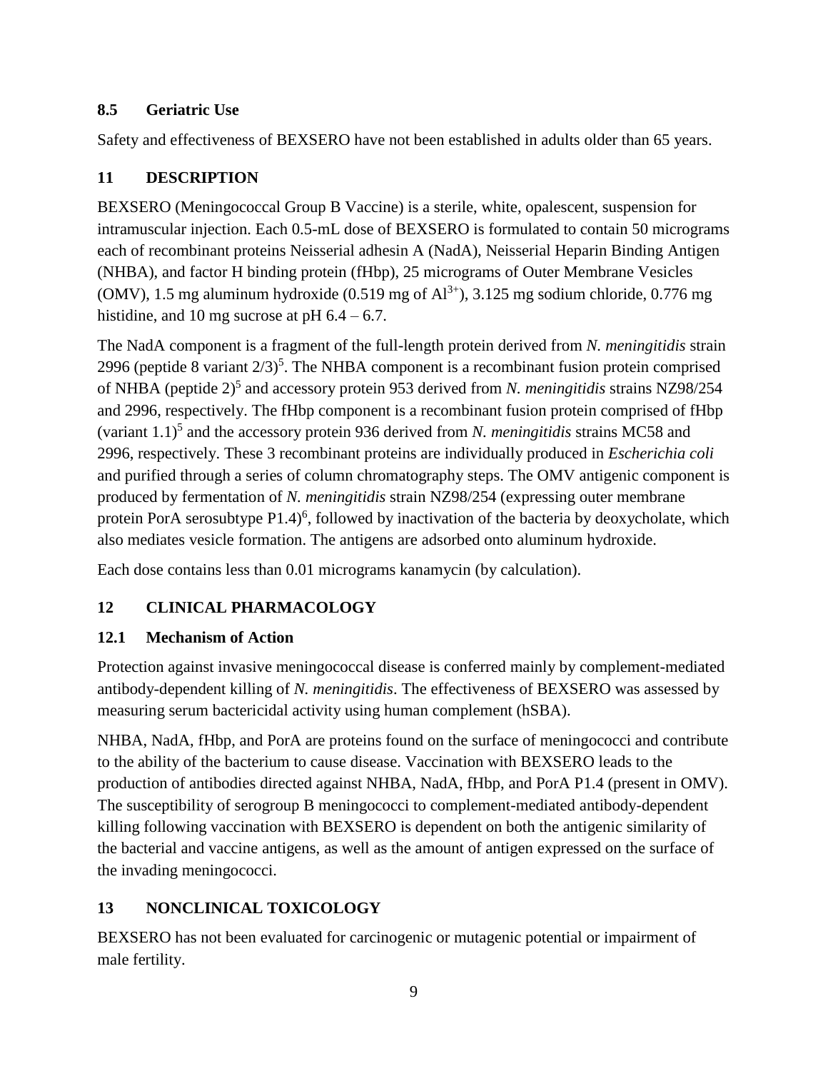### 8.5 Geriatric Use

Safety and effectiveness of BEXSERO have not been established in adults older than 65 years.

## 11 DESCRIPTION

BEXSERO (Meningococcal Group B Vaccine) is a sterile, white, opalescent, suspension for intramuscular injection. Each 0.5-mL dose of BEXSERO is formulated to contain 50 micrograms each of recombinant proteins Neisserial adhesin A (NadA), Neisserial Heparin Binding Antigen (NHBA), and factor H binding protein (fHbp), 25 micrograms of Outer Membrane Vesicles (OMV), 1.5 mg aluminum hydroxide (0.519 mg of $Al^{3+}$), 3.125 mg sodium chloride, 0.776 mg histidine, and 10 mg sucrose at pH 6.4 – 6.7.

The NadA component is a fragment of the full-length protein derived from *N. meningitidis* strain 2996 (peptide 8 variant 2/3)[5]. The NHBA component is a recombinant fusion protein comprised of NHBA (peptide 2)[5] and accessory protein 953 derived from *N. meningitidis* strains NZ98/254 and 2996, respectively. The fHbp component is a recombinant fusion protein comprised of fHbp (variant 1.1)[5] and the accessory protein 936 derived from *N. meningitidis* strains MC58 and 2996, respectively. These 3 recombinant proteins are individually produced in *Escherichia coli* and purified through a series of column chromatography steps. The OMV antigenic component is produced by fermentation of *N. meningitidis* strain NZ98/254 (expressing outer membrane protein PorA serosubtype P1.4)[6], followed by inactivation of the bacteria by deoxycholate, which also mediates vesicle formation. The antigens are adsorbed onto aluminum hydroxide.

Each dose contains less than 0.01 micrograms kanamycin (by calculation).

## 12 CLINICAL PHARMACOLOGY

### 12.1 Mechanism of Action

Protection against invasive meningococcal disease is conferred mainly by complement-mediated antibody-dependent killing of *N. meningitidis*. The effectiveness of BEXSERO was assessed by measuring serum bactericidal activity using human complement (hSBA).

NHBA, NadA, fHbp, and PorA are proteins found on the surface of meningococci and contribute to the ability of the bacterium to cause disease. Vaccination with BEXSERO leads to the production of antibodies directed against NHBA, NadA, fHbp, and PorA P1.4 (present in OMV). The susceptibility of serogroup B meningococci to complement-mediated antibody-dependent killing following vaccination with BEXSERO is dependent on both the antigenic similarity of the bacterial and vaccine antigens, as well as the amount of antigen expressed on the surface of the invading meningococci.

## 13 NONCLINICAL TOXICOLOGY

BEXSERO has not been evaluated for carcinogenic or mutagenic potential or impairment of male fertility.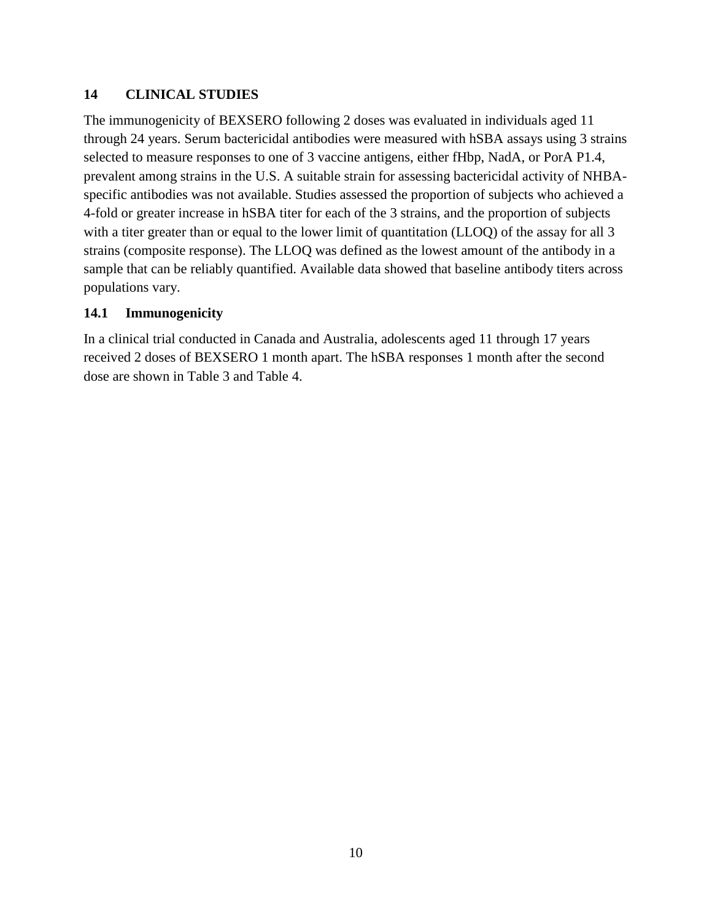## 14 CLINICAL STUDIES

The immunogenicity of BEXSERO following 2 doses was evaluated in individuals aged 11 through 24 years. Serum bactericidal antibodies were measured with hSBA assays using 3 strains selected to measure responses to one of 3 vaccine antigens, either fHbp, NadA, or PorA P1.4, prevalent among strains in the U.S. A suitable strain for assessing bactericidal activity of NHBA-specific antibodies was not available. Studies assessed the proportion of subjects who achieved a 4-fold or greater increase in hSBA titer for each of the 3 strains, and the proportion of subjects with a titer greater than or equal to the lower limit of quantitation (LLOQ) of the assay for all 3 strains (composite response). The LLOQ was defined as the lowest amount of the antibody in a sample that can be reliably quantified. Available data showed that baseline antibody titers across populations vary.

### 14.1 Immunogenicity

In a clinical trial conducted in Canada and Australia, adolescents aged 11 through 17 years received 2 doses of BEXSERO 1 month apart. The hSBA responses 1 month after the second dose are shown in Table 3 and Table 4.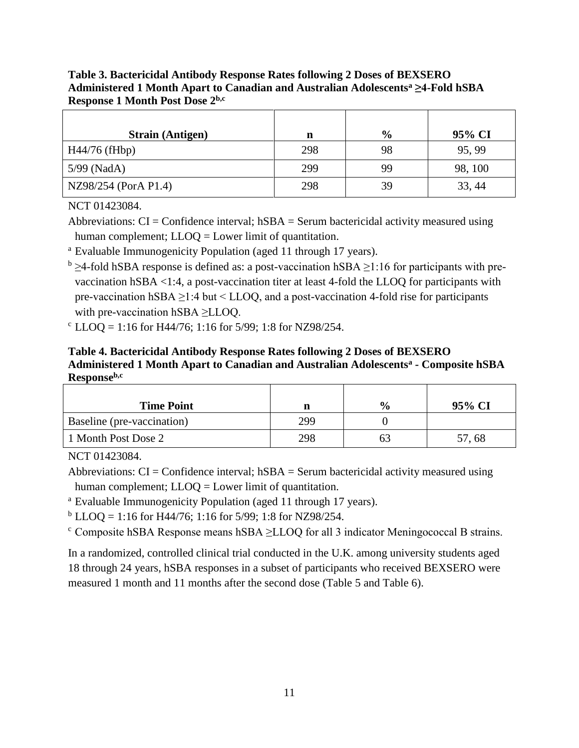**Table 3. Bactericidal Antibody Response Rates following 2 Doses of BEXSERO Administered 1 Month Apart to Canadian and Australian Adolescents[a] ≥4-Fold hSBA Response 1 Month Post Dose 2[b,c]**

| Strain (Antigen) | n | % | 95% CI |
|---|---|---|---|
| H44/76 (fHbp) | 298 | 98 | 95, 99 |
| 5/99 (NadA) | 299 | 99 | 98, 100 |
| NZ98/254 (PorA P1.4) | 298 | 39 | 33, 44 |

NCT 01423084.

Abbreviations: CI = Confidence interval; hSBA = Serum bactericidal activity measured using human complement; LLOQ = Lower limit of quantitation.

[a] Evaluable Immunogenicity Population (aged 11 through 17 years).

[b] ≥4-fold hSBA response is defined as: a post-vaccination hSBA ≥1:16 for participants with pre-vaccination hSBA <1:4, a post-vaccination titer at least 4-fold the LLOQ for participants with pre-vaccination hSBA ≥1:4 but < LLOQ, and a post-vaccination 4-fold rise for participants with pre-vaccination hSBA ≥LLOQ.

[c] LLOQ = 1:16 for H44/76; 1:16 for 5/99; 1:8 for NZ98/254.

**Table 4. Bactericidal Antibody Response Rates following 2 Doses of BEXSERO Administered 1 Month Apart to Canadian and Australian Adolescents[a] - Composite hSBA Response[b,c]**

| Time Point | n | % | 95% CI |
|---|---|---|---|
| Baseline (pre-vaccination) | 299 | 0 | |
| 1 Month Post Dose 2 | 298 | 63 | 57, 68 |

NCT 01423084.

Abbreviations: CI = Confidence interval; hSBA = Serum bactericidal activity measured using human complement; LLOQ = Lower limit of quantitation.

[a] Evaluable Immunogenicity Population (aged 11 through 17 years).

[b] LLOQ = 1:16 for H44/76; 1:16 for 5/99; 1:8 for NZ98/254.

[c] Composite hSBA Response means hSBA ≥LLOQ for all 3 indicator Meningococcal B strains.

In a randomized, controlled clinical trial conducted in the U.K. among university students aged 18 through 24 years, hSBA responses in a subset of participants who received BEXSERO were measured 1 month and 11 months after the second dose (Table 5 and Table 6).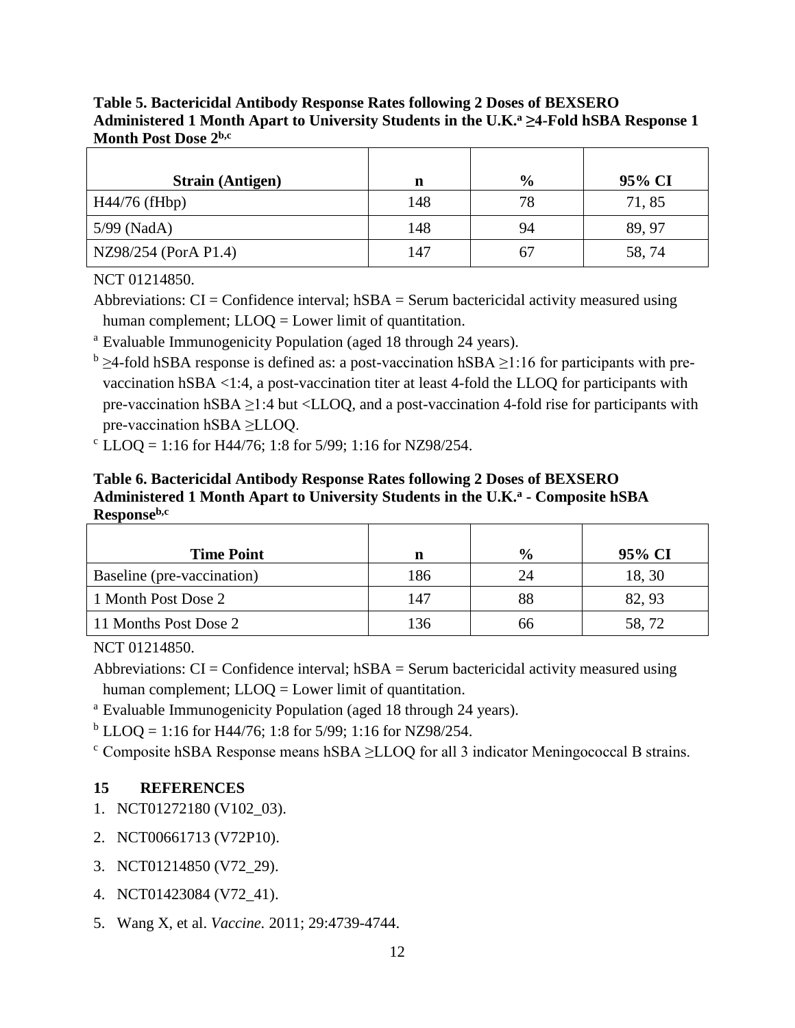**Table 5. Bactericidal Antibody Response Rates following 2 Doses of BEXSERO Administered 1 Month Apart to University Students in the U.K.[a] ≥4-Fold hSBA Response 1 Month Post Dose 2[b,c]**

| Strain (Antigen) | n | % | 95% CI |
|---|---|---|---|
| H44/76 (fHbp) | 148 | 78 | 71, 85 |
| 5/99 (NadA) | 148 | 94 | 89, 97 |
| NZ98/254 (PorA P1.4) | 147 | 67 | 58, 74 |

NCT 01214850.

Abbreviations: CI = Confidence interval; hSBA = Serum bactericidal activity measured using human complement; LLOQ = Lower limit of quantitation.

[a] Evaluable Immunogenicity Population (aged 18 through 24 years).

[b] ≥4-fold hSBA response is defined as: a post-vaccination hSBA ≥1:16 for participants with pre-vaccination hSBA <1:4, a post-vaccination titer at least 4-fold the LLOQ for participants with pre-vaccination hSBA ≥1:4 but <LLOQ, and a post-vaccination 4-fold rise for participants with pre-vaccination hSBA ≥LLOQ.

[c] LLOQ = 1:16 for H44/76; 1:8 for 5/99; 1:16 for NZ98/254.

**Table 6. Bactericidal Antibody Response Rates following 2 Doses of BEXSERO Administered 1 Month Apart to University Students in the U.K.[a] - Composite hSBA Response[b,c]**

| Time Point | n | % | 95% CI |
|---|---|---|---|
| Baseline (pre-vaccination) | 186 | 24 | 18, 30 |
| 1 Month Post Dose 2 | 147 | 88 | 82, 93 |
| 11 Months Post Dose 2 | 136 | 66 | 58, 72 |

NCT 01214850.

Abbreviations: CI = Confidence interval; hSBA = Serum bactericidal activity measured using human complement; LLOQ = Lower limit of quantitation.

[a] Evaluable Immunogenicity Population (aged 18 through 24 years).

[b] LLOQ = 1:16 for H44/76; 1:8 for 5/99; 1:16 for NZ98/254.

[c] Composite hSBA Response means hSBA ≥LLOQ for all 3 indicator Meningococcal B strains.

## 15 REFERENCES

1. NCT01272180 (V102_03).
2. NCT00661713 (V72P10).
3. NCT01214850 (V72_29).
4. NCT01423084 (V72_41).
5. Wang X, et al. *Vaccine.* 2011; 29:4739-4744.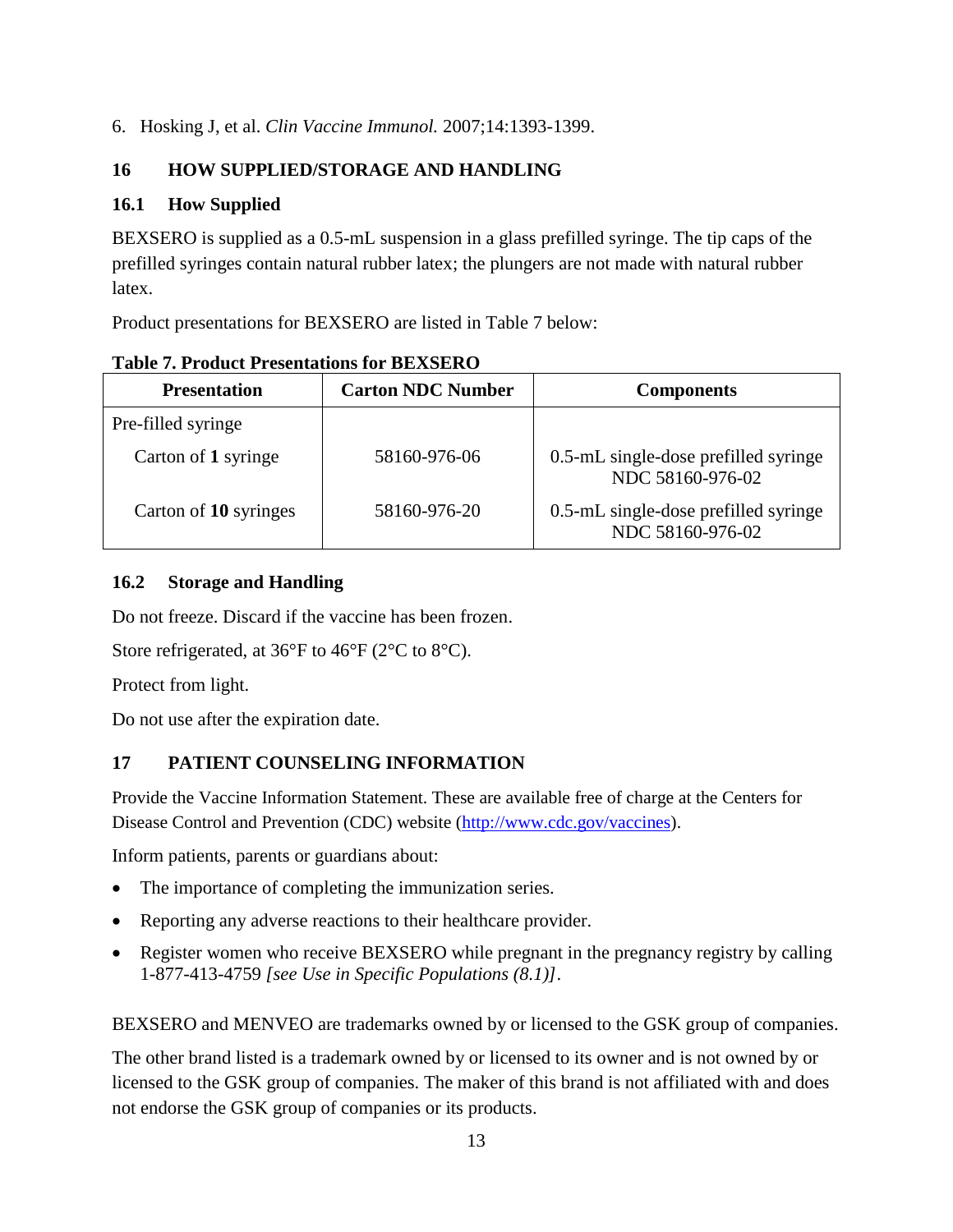6. Hosking J, et al. *Clin Vaccine Immunol.* 2007;14:1393-1399.

## 16 HOW SUPPLIED/STORAGE AND HANDLING

### 16.1 How Supplied

BEXSERO is supplied as a 0.5-mL suspension in a glass prefilled syringe. The tip caps of the prefilled syringes contain natural rubber latex; the plungers are not made with natural rubber latex.

Product presentations for BEXSERO are listed in Table 7 below:

**Table 7. Product Presentations for BEXSERO**

| Presentation | Carton NDC Number | Components |
|---|---|---|
| Pre-filled syringe | | |
| Carton of **1** syringe | 58160-976-06 | 0.5-mL single-dose prefilled syringe NDC 58160-976-02 |
| Carton of **10** syringes | 58160-976-20 | 0.5-mL single-dose prefilled syringe NDC 58160-976-02 |

### 16.2 Storage and Handling

Do not freeze. Discard if the vaccine has been frozen.

Store refrigerated, at 36°F to 46°F (2°C to 8°C).

Protect from light.

Do not use after the expiration date.

## 17 PATIENT COUNSELING INFORMATION

Provide the Vaccine Information Statement. These are available free of charge at the Centers for Disease Control and Prevention (CDC) website (http://www.cdc.gov/vaccines).

Inform patients, parents or guardians about:

- The importance of completing the immunization series.
- Reporting any adverse reactions to their healthcare provider.
- Register women who receive BEXSERO while pregnant in the pregnancy registry by calling 1-877-413-4759 *[see Use in Specific Populations (8.1)]*.

BEXSERO and MENVEO are trademarks owned by or licensed to the GSK group of companies.

The other brand listed is a trademark owned by or licensed to its owner and is not owned by or licensed to the GSK group of companies. The maker of this brand is not affiliated with and does not endorse the GSK group of companies or its products.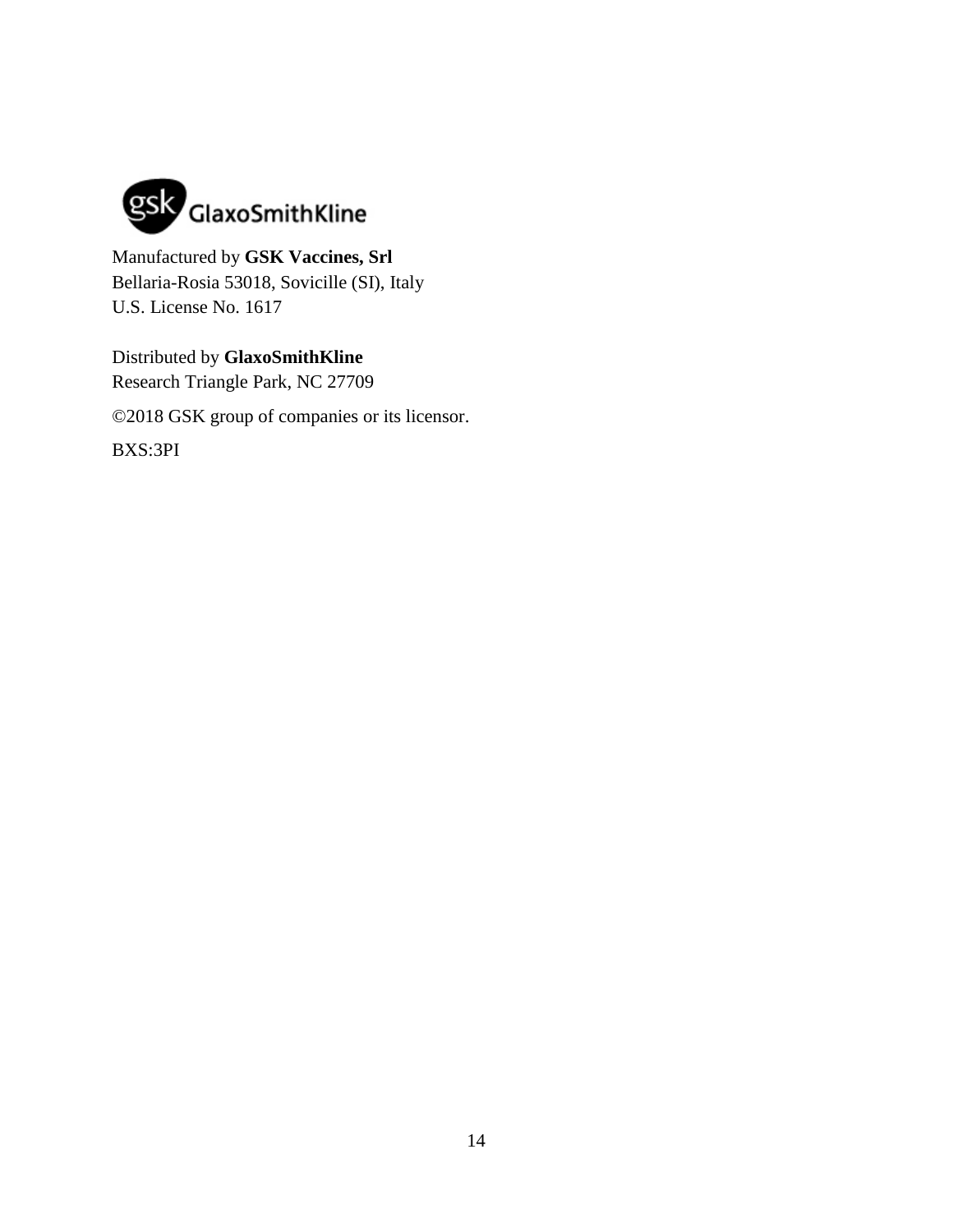GlaxoSmithKline

Manufactured by **GSK Vaccines, Srl**
Bellaria-Rosia 53018, Sovicille (SI), Italy
U.S. License No. 1617

Distributed by **GlaxoSmithKline**
Research Triangle Park, NC 27709

©2018 GSK group of companies or its licensor.

BXS:3PI